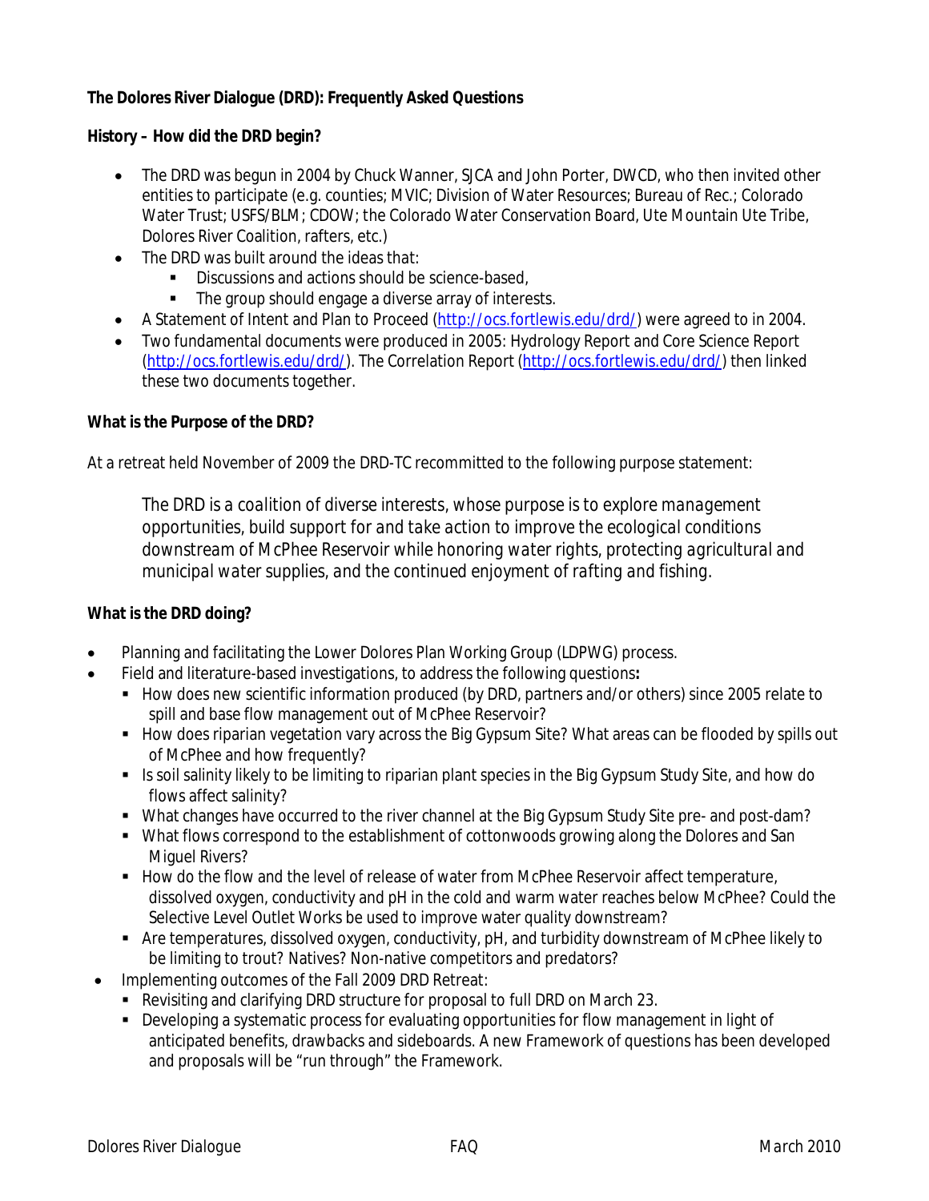**The Dolores River Dialogue (DRD): Frequently Asked Questions**

**History – How did the DRD begin?**

- The DRD was begun in 2004 by Chuck Wanner, SJCA and John Porter, DWCD, who then invited other entities to participate (e.g. counties; MVIC; Division of Water Resources; Bureau of Rec.; Colorado Water Trust; USFS/BLM; CDOW; the Colorado Water Conservation Board, Ute Mountain Ute Tribe, Dolores River Coalition, rafters, etc.)
- The DRD was built around the ideas that:
  - Discussions and actions should be science-based,
  - The group should engage a diverse array of interests.
- A Statement of Intent and Plan to Proceed (http://ocs.fortlewis.edu/drd/) were agreed to in 2004.
- Two fundamental documents were produced in 2005: Hydrology Report and Core Science Report (http://ocs.fortlewis.edu/drd/). The Correlation Report (http://ocs.fortlewis.edu/drd/) then linked these two documents together.

**What is the Purpose of the DRD?**

At a retreat held November of 2009 the DRD-TC recommitted to the following purpose statement:

> *The DRD is a coalition of diverse interests, whose purpose is to explore management opportunities, build support for and take action to improve the ecological conditions downstream of McPhee Reservoir while honoring water rights, protecting agricultural and municipal water supplies, and the continued enjoyment of rafting and fishing.*

**What is the DRD doing?**

- Planning and facilitating the Lower Dolores Plan Working Group (LDPWG) process.
- Field and literature-based investigations, to address the following questions**:**
  - How does new scientific information produced (by DRD, partners and/or others) since 2005 relate to spill and base flow management out of McPhee Reservoir?
  - How does riparian vegetation vary across the Big Gypsum Site? What areas can be flooded by spills out of McPhee and how frequently?
  - Is soil salinity likely to be limiting to riparian plant species in the Big Gypsum Study Site, and how do flows affect salinity?
  - What changes have occurred to the river channel at the Big Gypsum Study Site pre- and post-dam?
  - What flows correspond to the establishment of cottonwoods growing along the Dolores and San Miguel Rivers?
  - How do the flow and the level of release of water from McPhee Reservoir affect temperature, dissolved oxygen, conductivity and pH in the cold and warm water reaches below McPhee? Could the Selective Level Outlet Works be used to improve water quality downstream?
  - Are temperatures, dissolved oxygen, conductivity, pH, and turbidity downstream of McPhee likely to be limiting to trout? Natives? Non-native competitors and predators?
- Implementing outcomes of the Fall 2009 DRD Retreat:
  - Revisiting and clarifying DRD structure for proposal to full DRD on March 23.
  - Developing a systematic process for evaluating opportunities for flow management in light of anticipated benefits, drawbacks and sideboards. A new Framework of questions has been developed and proposals will be "run through" the Framework.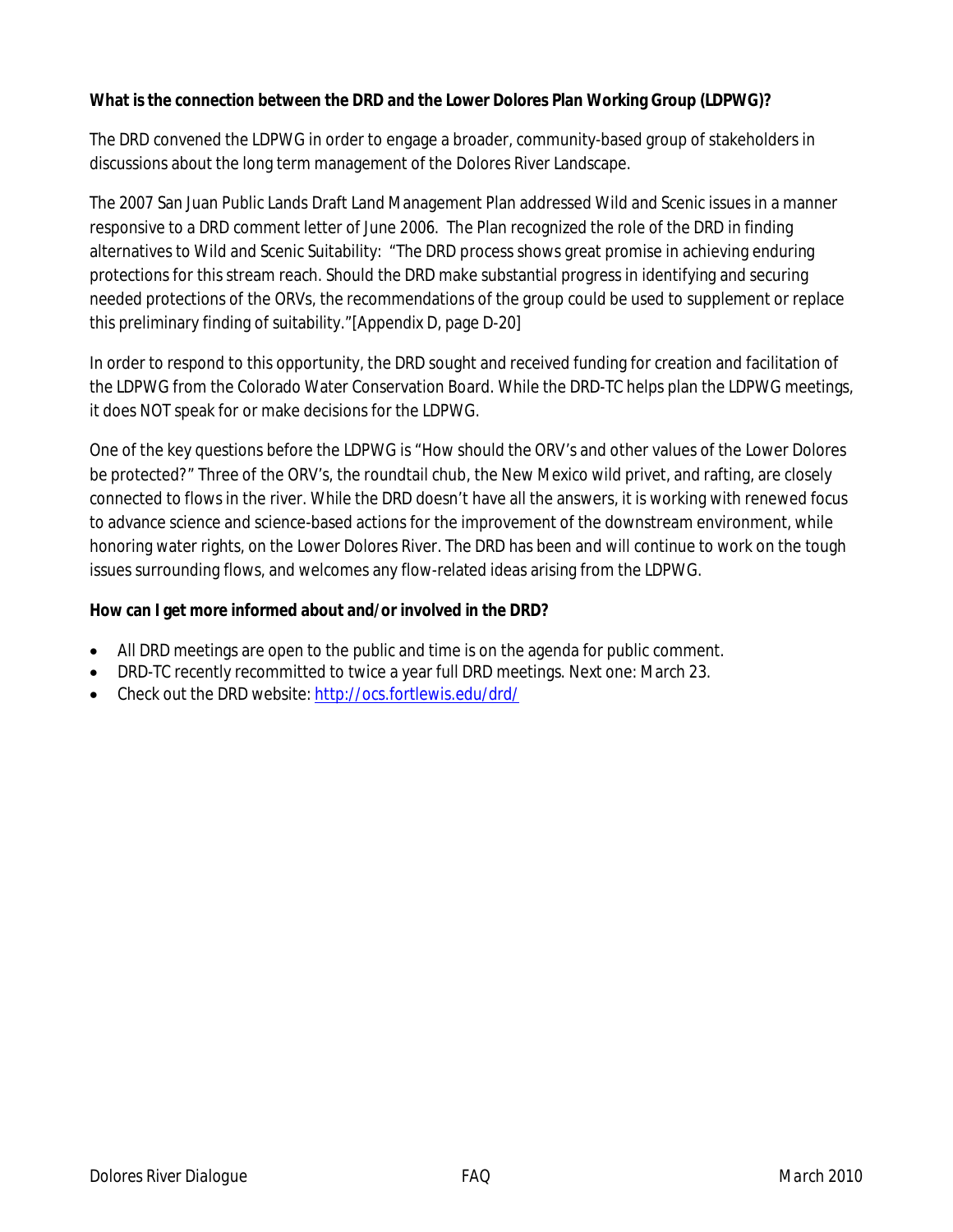**What is the connection between the DRD and the Lower Dolores Plan Working Group (LDPWG)?**

The DRD convened the LDPWG in order to engage a broader, community-based group of stakeholders in discussions about the long term management of the Dolores River Landscape.

The 2007 San Juan Public Lands Draft Land Management Plan addressed Wild and Scenic issues in a manner responsive to a DRD comment letter of June 2006. The Plan recognized the role of the DRD in finding alternatives to Wild and Scenic Suitability: "The DRD process shows great promise in achieving enduring protections for this stream reach. Should the DRD make substantial progress in identifying and securing needed protections of the ORVs, the recommendations of the group could be used to supplement or replace this preliminary finding of suitability."[Appendix D, page D-20]

In order to respond to this opportunity, the DRD sought and received funding for creation and facilitation of the LDPWG from the Colorado Water Conservation Board. While the DRD-TC helps plan the LDPWG meetings, it does NOT speak for or make decisions for the LDPWG.

One of the key questions before the LDPWG is "How should the ORV's and other values of the Lower Dolores be protected?" Three of the ORV's, the roundtail chub, the New Mexico wild privet, and rafting, are closely connected to flows in the river. While the DRD doesn't have all the answers, it is working with renewed focus to advance science and science-based actions for the improvement of the downstream environment, while honoring water rights, on the Lower Dolores River. The DRD has been and will continue to work on the tough issues surrounding flows, and welcomes any flow-related ideas arising from the LDPWG.

**How can I get more informed about and/or involved in the DRD?**

- All DRD meetings are open to the public and time is on the agenda for public comment.
- DRD-TC recently recommitted to twice a year full DRD meetings. Next one: March 23.
- Check out the DRD website: http://ocs.fortlewis.edu/drd/